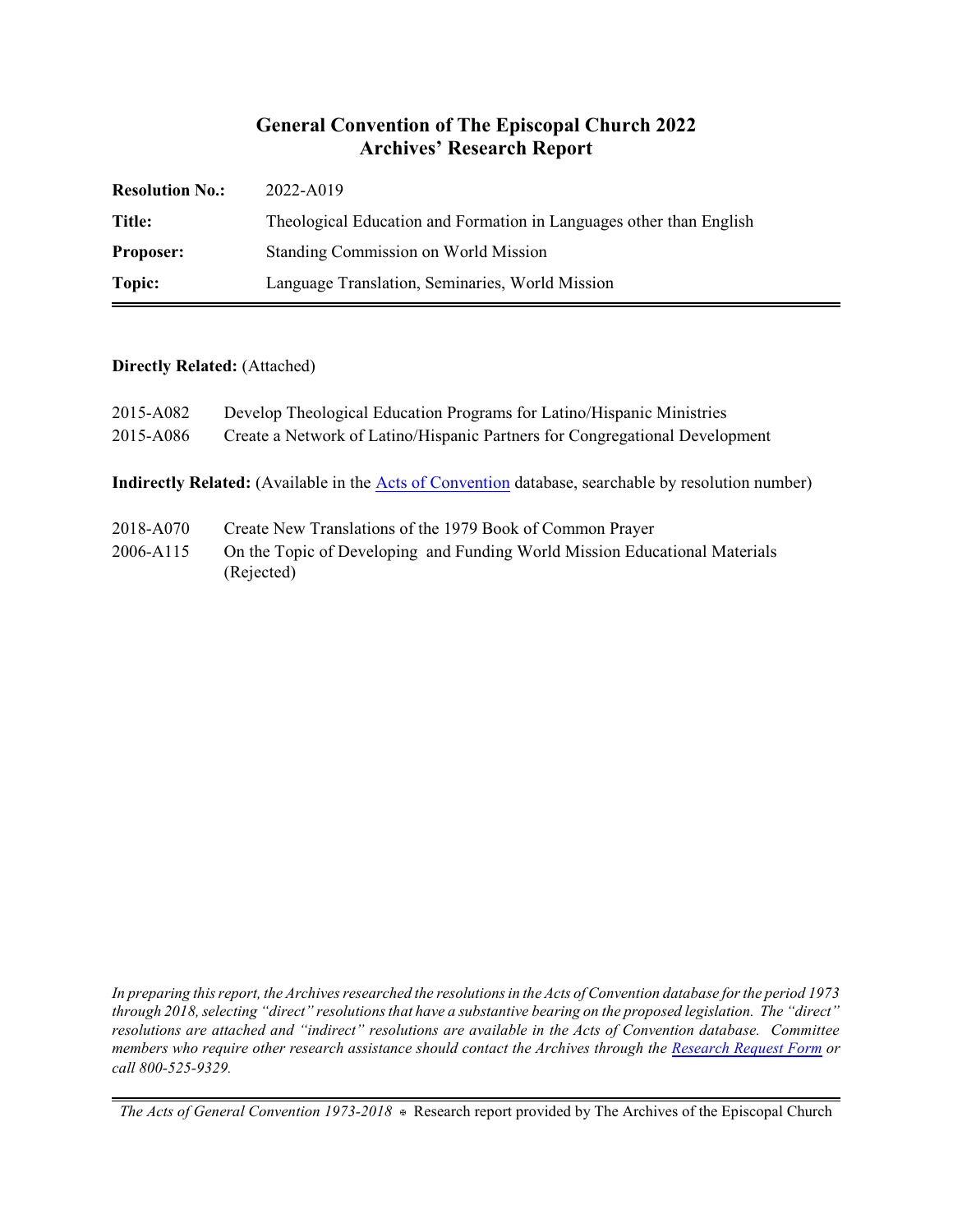# General Convention of The Episcopal Church 2022
## Archives' Research Report

| | |
|---|---|
| **Resolution No.:** | 2022-A019 |
| **Title:** | Theological Education and Formation in Languages other than English |
| **Proposer:** | Standing Commission on World Mission |
| **Topic:** | Language Translation, Seminaries, World Mission |

**Directly Related:** (Attached)

2015-A082 Develop Theological Education Programs for Latino/Hispanic Ministries
2015-A086 Create a Network of Latino/Hispanic Partners for Congregational Development

**Indirectly Related:** (Available in the Acts of Convention database, searchable by resolution number)

2018-A070 Create New Translations of the 1979 Book of Common Prayer
2006-A115 On the Topic of Developing and Funding World Mission Educational Materials (Rejected)

*In preparing this report, the Archives researched the resolutions in the Acts of Convention database for the period 1973 through 2018, selecting "direct" resolutions that have a substantive bearing on the proposed legislation. The "direct" resolutions are attached and "indirect" resolutions are available in the Acts of Convention database. Committee members who require other research assistance should contact the Archives through the Research Request Form or call 800-525-9329.*

*The Acts of General Convention 1973-2018* ⊕ Research report provided by The Archives of the Episcopal Church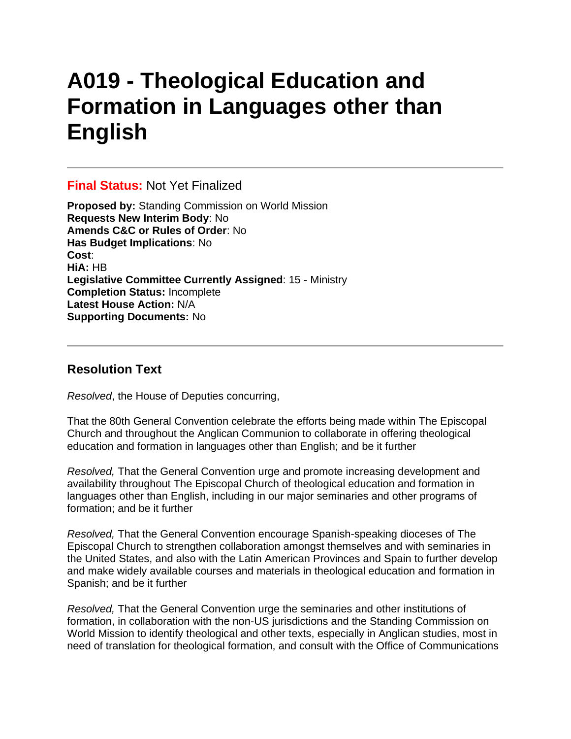# A019 - Theological Education and Formation in Languages other than English

---

**Final Status:** Not Yet Finalized

**Proposed by:** Standing Commission on World Mission
**Requests New Interim Body**: No
**Amends C&C or Rules of Order**: No
**Has Budget Implications**: No
**Cost**:
**HiA:** HB
**Legislative Committee Currently Assigned**: 15 - Ministry
**Completion Status:** Incomplete
**Latest House Action:** N/A
**Supporting Documents:** No

---

## Resolution Text

*Resolved*, the House of Deputies concurring,

That the 80th General Convention celebrate the efforts being made within The Episcopal Church and throughout the Anglican Communion to collaborate in offering theological education and formation in languages other than English; and be it further

*Resolved,* That the General Convention urge and promote increasing development and availability throughout The Episcopal Church of theological education and formation in languages other than English, including in our major seminaries and other programs of formation; and be it further

*Resolved,* That the General Convention encourage Spanish-speaking dioceses of The Episcopal Church to strengthen collaboration amongst themselves and with seminaries in the United States, and also with the Latin American Provinces and Spain to further develop and make widely available courses and materials in theological education and formation in Spanish; and be it further

*Resolved,* That the General Convention urge the seminaries and other institutions of formation, in collaboration with the non-US jurisdictions and the Standing Commission on World Mission to identify theological and other texts, especially in Anglican studies, most in need of translation for theological formation, and consult with the Office of Communications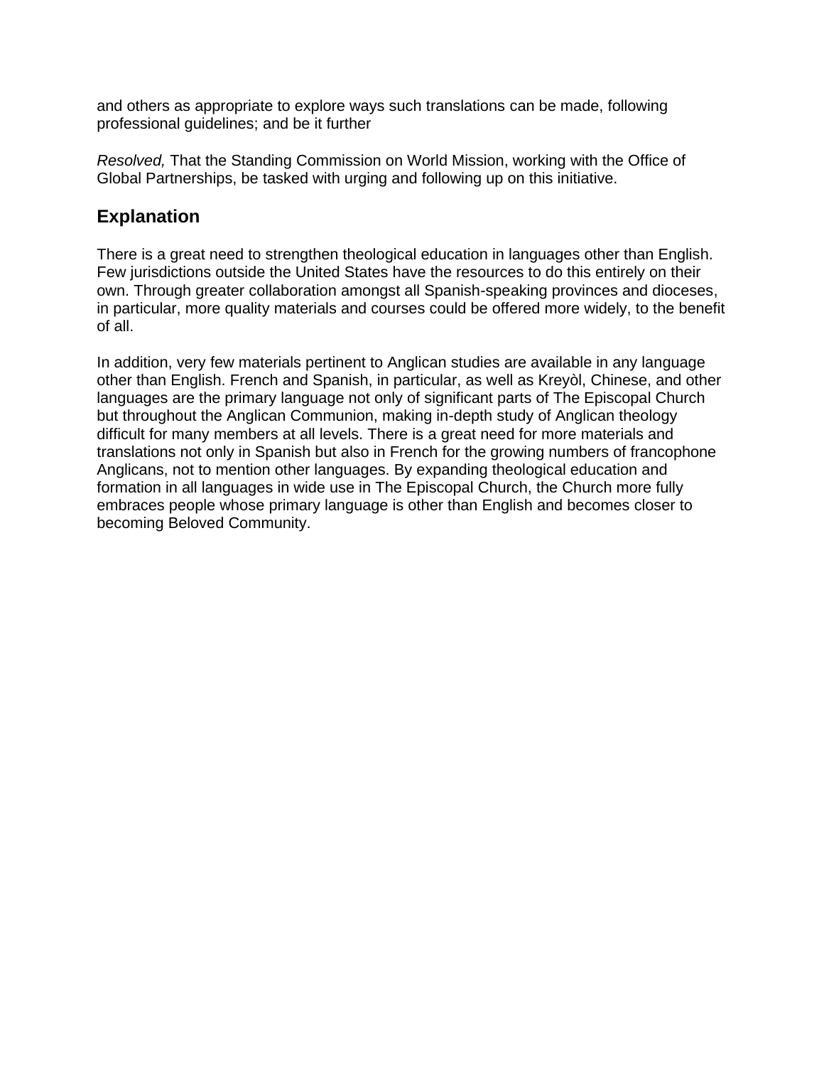and others as appropriate to explore ways such translations can be made, following professional guidelines; and be it further

*Resolved,* That the Standing Commission on World Mission, working with the Office of Global Partnerships, be tasked with urging and following up on this initiative.

## Explanation

There is a great need to strengthen theological education in languages other than English. Few jurisdictions outside the United States have the resources to do this entirely on their own. Through greater collaboration amongst all Spanish-speaking provinces and dioceses, in particular, more quality materials and courses could be offered more widely, to the benefit of all.

In addition, very few materials pertinent to Anglican studies are available in any language other than English. French and Spanish, in particular, as well as Kreyòl, Chinese, and other languages are the primary language not only of significant parts of The Episcopal Church but throughout the Anglican Communion, making in-depth study of Anglican theology difficult for many members at all levels. There is a great need for more materials and translations not only in Spanish but also in French for the growing numbers of francophone Anglicans, not to mention other languages. By expanding theological education and formation in all languages in wide use in The Episcopal Church, the Church more fully embraces people whose primary language is other than English and becomes closer to becoming Beloved Community.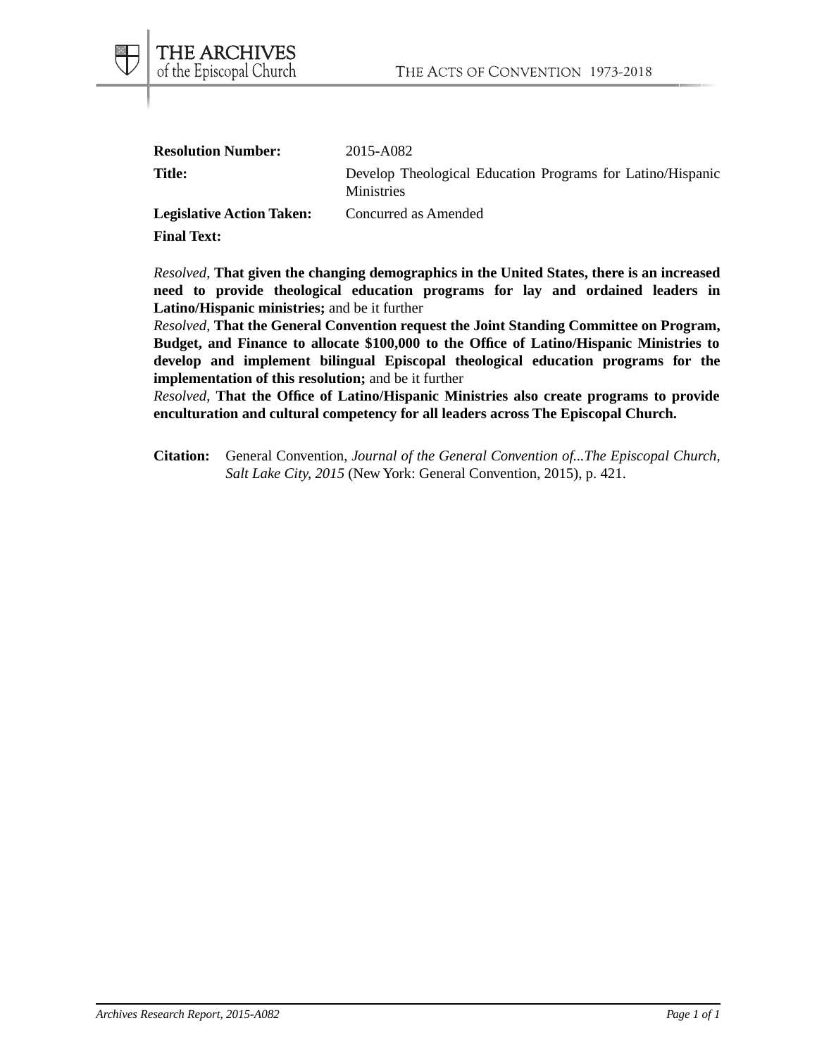**Resolution Number:** 2015-A082

**Title:** Develop Theological Education Programs for Latino/Hispanic Ministries

**Legislative Action Taken:** Concurred as Amended

**Final Text:**

*Resolved,* **That given the changing demographics in the United States, there is an increased need to provide theological education programs for lay and ordained leaders in Latino/Hispanic ministries;** and be it further

*Resolved,* **That the General Convention request the Joint Standing Committee on Program, Budget, and Finance to allocate $100,000 to the Office of Latino/Hispanic Ministries to develop and implement bilingual Episcopal theological education programs for the implementation of this resolution;** and be it further

*Resolved,* **That the Office of Latino/Hispanic Ministries also create programs to provide enculturation and cultural competency for all leaders across The Episcopal Church.**

**Citation:** General Convention, *Journal of the General Convention of...The Episcopal Church, Salt Lake City, 2015* (New York: General Convention, 2015), p. 421.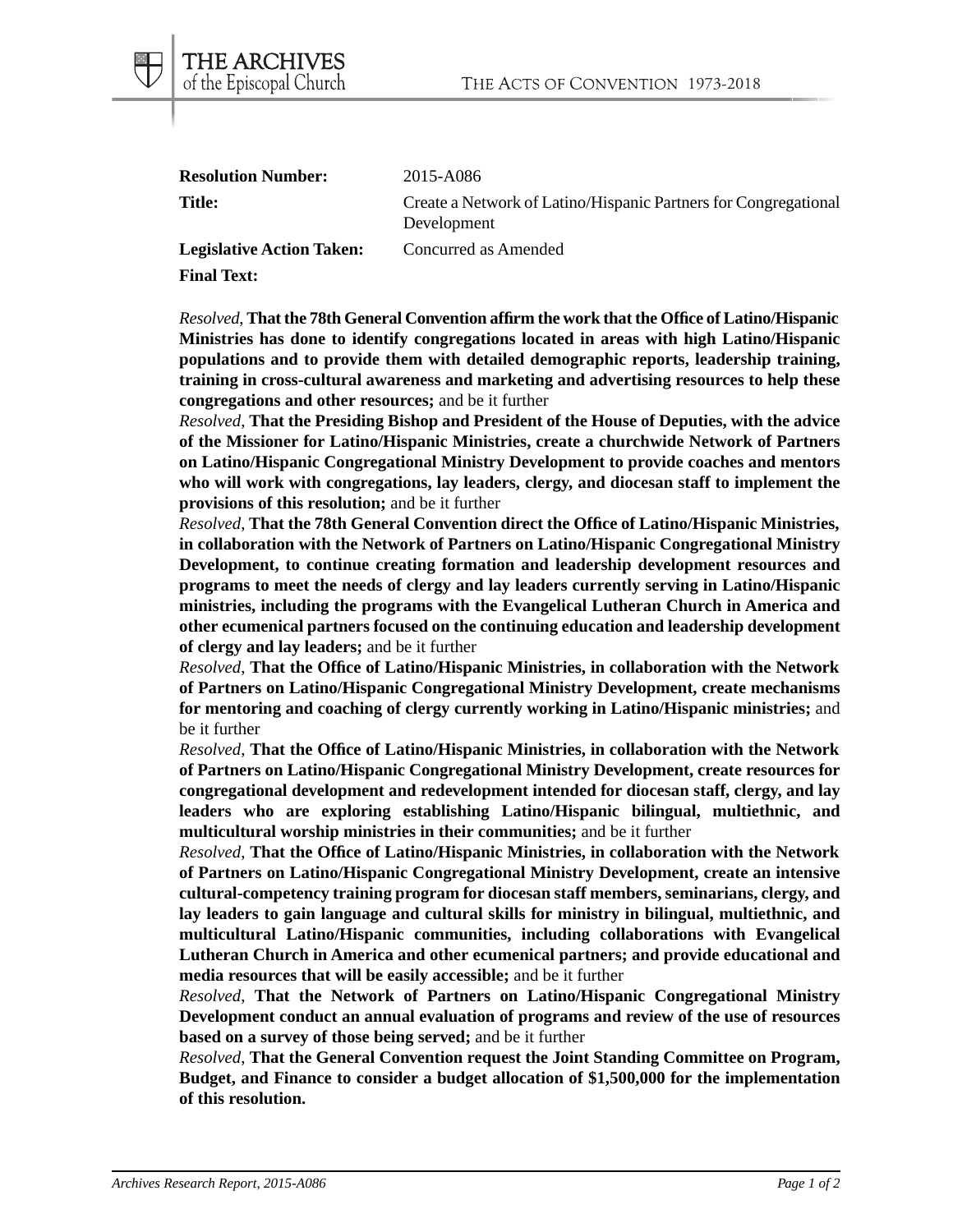| **Resolution Number:** | 2015-A086 |
| --- | --- |
| **Title:** | Create a Network of Latino/Hispanic Partners for Congregational Development |
| **Legislative Action Taken:** | Concurred as Amended |

**Final Text:**

*Resolved*, **That the 78th General Convention affirm the work that the Office of Latino/Hispanic Ministries has done to identify congregations located in areas with high Latino/Hispanic populations and to provide them with detailed demographic reports, leadership training, training in cross-cultural awareness and marketing and advertising resources to help these congregations and other resources;** and be it further

*Resolved*, **That the Presiding Bishop and President of the House of Deputies, with the advice of the Missioner for Latino/Hispanic Ministries, create a churchwide Network of Partners on Latino/Hispanic Congregational Ministry Development to provide coaches and mentors who will work with congregations, lay leaders, clergy, and diocesan staff to implement the provisions of this resolution;** and be it further

*Resolved*, **That the 78th General Convention direct the Office of Latino/Hispanic Ministries, in collaboration with the Network of Partners on Latino/Hispanic Congregational Ministry Development, to continue creating formation and leadership development resources and programs to meet the needs of clergy and lay leaders currently serving in Latino/Hispanic ministries, including the programs with the Evangelical Lutheran Church in America and other ecumenical partners focused on the continuing education and leadership development of clergy and lay leaders;** and be it further

*Resolved*, **That the Office of Latino/Hispanic Ministries, in collaboration with the Network of Partners on Latino/Hispanic Congregational Ministry Development, create mechanisms for mentoring and coaching of clergy currently working in Latino/Hispanic ministries;** and be it further

*Resolved*, **That the Office of Latino/Hispanic Ministries, in collaboration with the Network of Partners on Latino/Hispanic Congregational Ministry Development, create resources for congregational development and redevelopment intended for diocesan staff, clergy, and lay leaders who are exploring establishing Latino/Hispanic bilingual, multiethnic, and multicultural worship ministries in their communities;** and be it further

*Resolved*, **That the Office of Latino/Hispanic Ministries, in collaboration with the Network of Partners on Latino/Hispanic Congregational Ministry Development, create an intensive cultural-competency training program for diocesan staff members, seminarians, clergy, and lay leaders to gain language and cultural skills for ministry in bilingual, multiethnic, and multicultural Latino/Hispanic communities, including collaborations with Evangelical Lutheran Church in America and other ecumenical partners; and provide educational and media resources that will be easily accessible;** and be it further

*Resolved*, **That the Network of Partners on Latino/Hispanic Congregational Ministry Development conduct an annual evaluation of programs and review of the use of resources based on a survey of those being served;** and be it further

*Resolved*, **That the General Convention request the Joint Standing Committee on Program, Budget, and Finance to consider a budget allocation of $1,500,000 for the implementation of this resolution.**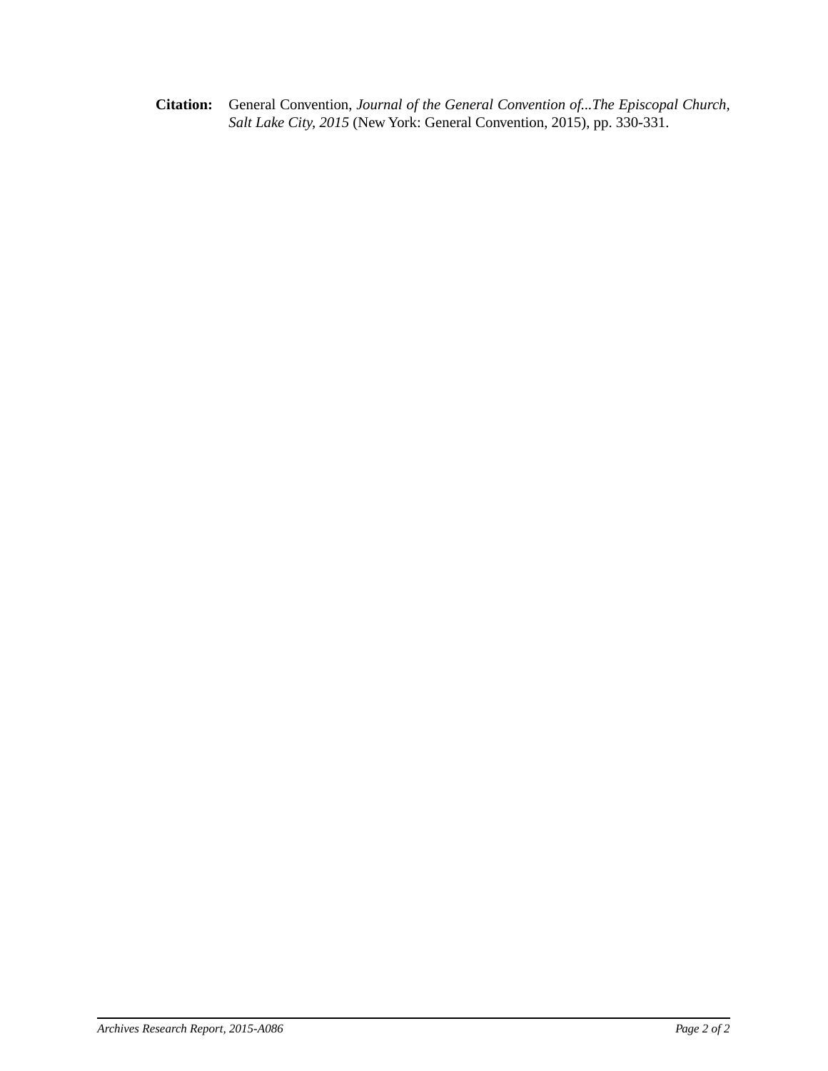**Citation:** General Convention, *Journal of the General Convention of...The Episcopal Church, Salt Lake City, 2015* (New York: General Convention, 2015), pp. 330-331.